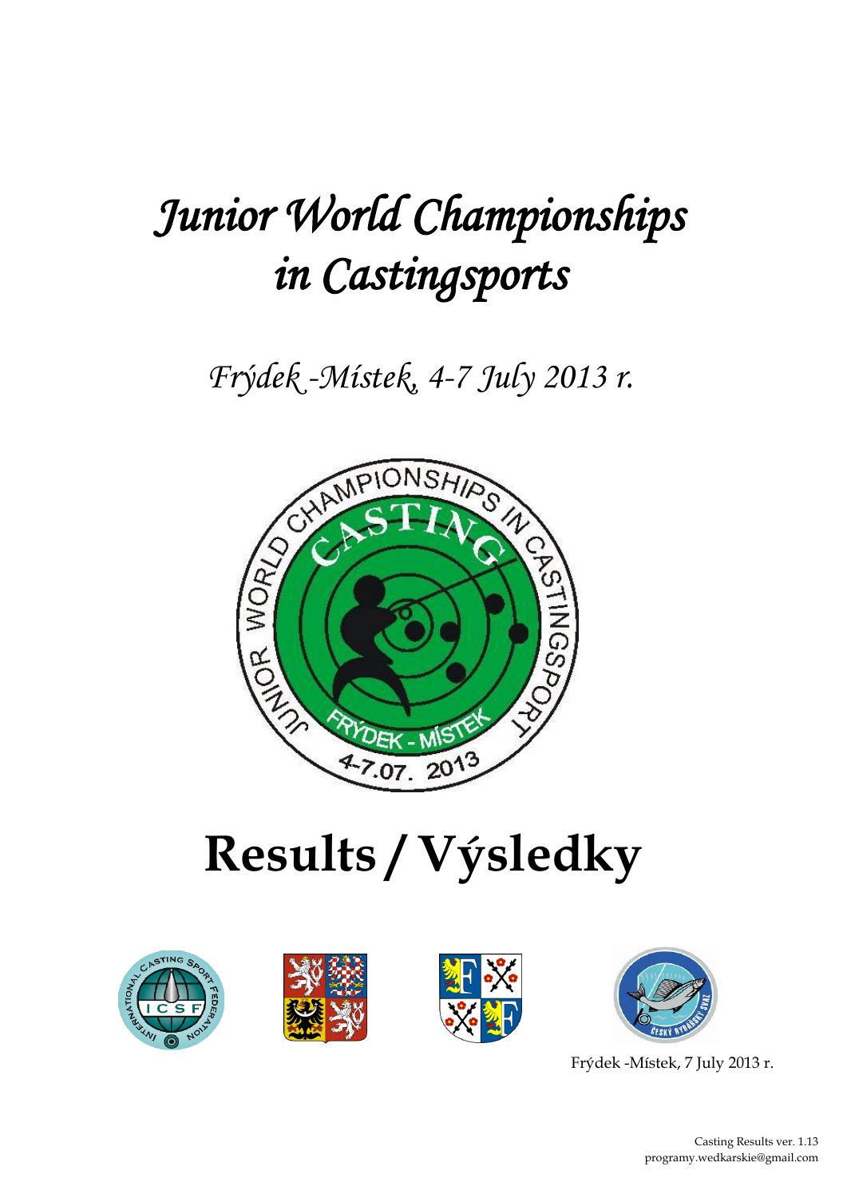# *Junior World Championships in Castingsports*

*Frýdek -Místek, 4-7 July 2013 r.*

# Results / Výsledky

Frýdek -Místek, 7 July 2013 r.

Casting Results ver. 1.13
programy.wedkarskie@gmail.com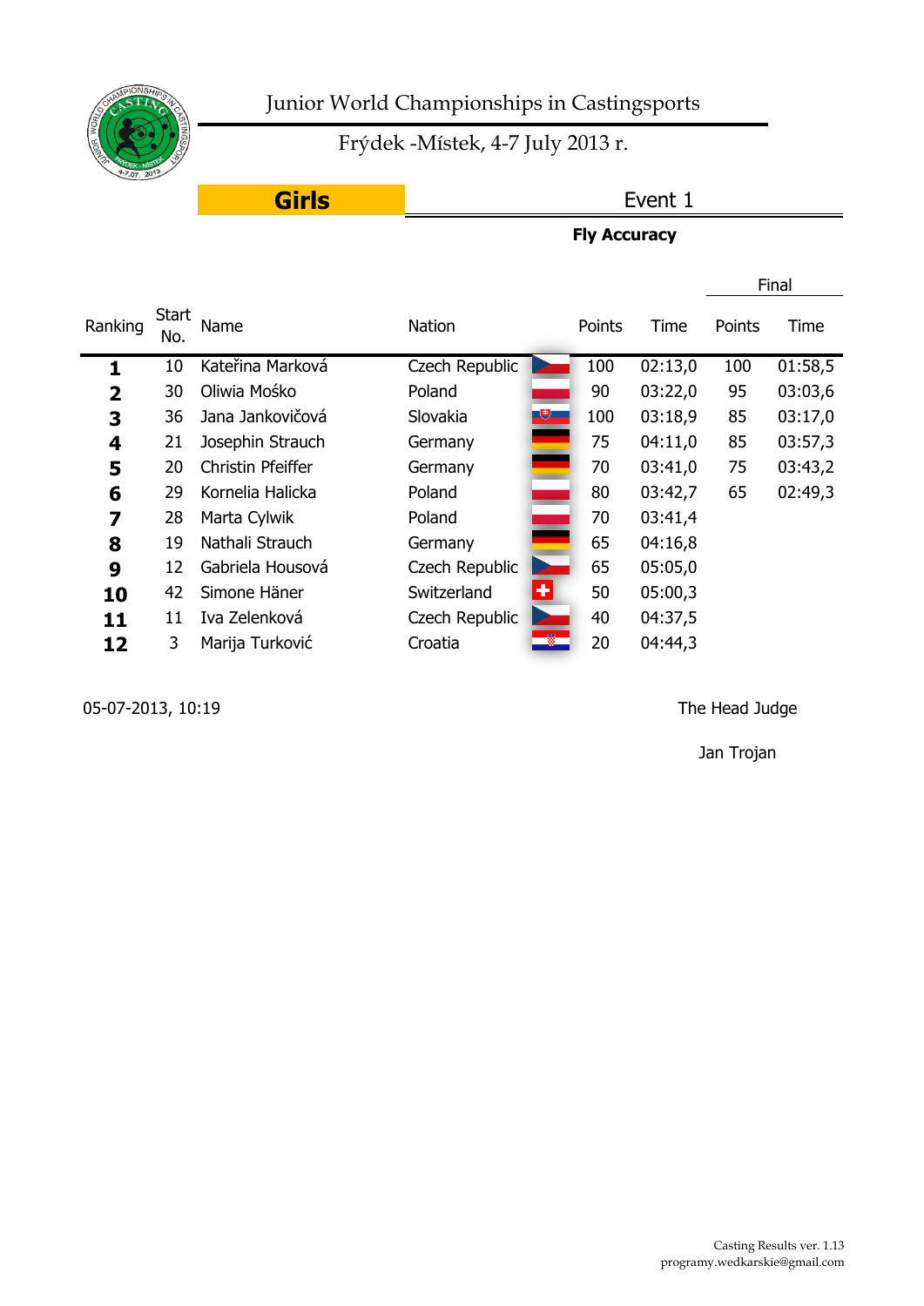# Junior World Championships in Castingsports

Frýdek -Místek, 4-7 July 2013 r.

## Girls

### Event 1

**Fly Accuracy**

| Ranking | Start No. | Name | Nation | Points | Time | Final Points | Final Time |
|---|---|---|---|---|---|---|---|
| **1** | 10 | Kateřina Marková | Czech Republic | 100 | 02:13,0 | 100 | 01:58,5 |
| **2** | 30 | Oliwia Mośko | Poland | 90 | 03:22,0 | 95 | 03:03,6 |
| **3** | 36 | Jana Jankovičová | Slovakia | 100 | 03:18,9 | 85 | 03:17,0 |
| **4** | 21 | Josephin Strauch | Germany | 75 | 04:11,0 | 85 | 03:57,3 |
| **5** | 20 | Christin Pfeiffer | Germany | 70 | 03:41,0 | 75 | 03:43,2 |
| **6** | 29 | Kornelia Halicka | Poland | 80 | 03:42,7 | 65 | 02:49,3 |
| **7** | 28 | Marta Cylwik | Poland | 70 | 03:41,4 | | |
| **8** | 19 | Nathali Strauch | Germany | 65 | 04:16,8 | | |
| **9** | 12 | Gabriela Housová | Czech Republic | 65 | 05:05,0 | | |
| **10** | 42 | Simone Häner | Switzerland | 50 | 05:00,3 | | |
| **11** | 11 | Iva Zelenková | Czech Republic | 40 | 04:37,5 | | |
| **12** | 3 | Marija Turković | Croatia | 20 | 04:44,3 | | |

05-07-2013, 10:19

The Head Judge

Jan Trojan

Casting Results ver. 1.13
programy.wedkarskie@gmail.com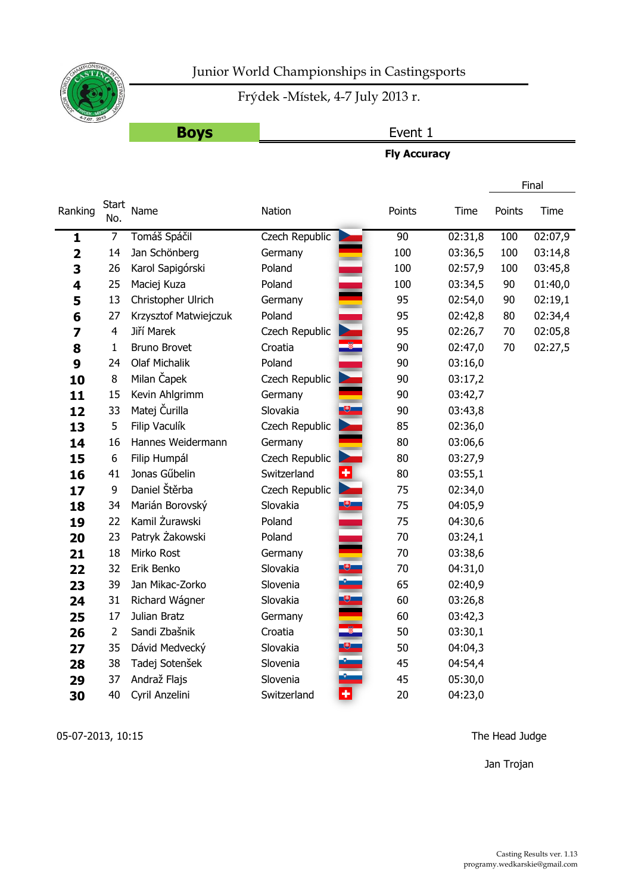# Junior World Championships in Castingsports

Frýdek -Místek, 4-7 July 2013 r.

**Boys** Event 1

**Fly Accuracy**

| Ranking | Start No. | Name | Nation | Points | Time | Final Points | Final Time |
|---|---|---|---|---|---|---|---|
| **1** | 7 | Tomáš Spáčil | Czech Republic | 90 | 02:31,8 | 100 | 02:07,9 |
| **2** | 14 | Jan Schönberg | Germany | 100 | 03:36,5 | 100 | 03:14,8 |
| **3** | 26 | Karol Sapigórski | Poland | 100 | 02:57,9 | 100 | 03:45,8 |
| **4** | 25 | Maciej Kuza | Poland | 100 | 03:34,5 | 90 | 01:40,0 |
| **5** | 13 | Christopher Ulrich | Germany | 95 | 02:54,0 | 90 | 02:19,1 |
| **6** | 27 | Krzysztof Matwiejczuk | Poland | 95 | 02:42,8 | 80 | 02:34,4 |
| **7** | 4 | Jiří Marek | Czech Republic | 95 | 02:26,7 | 70 | 02:05,8 |
| **8** | 1 | Bruno Brovet | Croatia | 90 | 02:47,0 | 70 | 02:27,5 |
| **9** | 24 | Olaf Michalik | Poland | 90 | 03:16,0 | | |
| **10** | 8 | Milan Čapek | Czech Republic | 90 | 03:17,2 | | |
| **11** | 15 | Kevin Ahlgrimm | Germany | 90 | 03:42,7 | | |
| **12** | 33 | Matej Čurilla | Slovakia | 90 | 03:43,8 | | |
| **13** | 5 | Filip Vaculík | Czech Republic | 85 | 02:36,0 | | |
| **14** | 16 | Hannes Weidermann | Germany | 80 | 03:06,6 | | |
| **15** | 6 | Filip Humpál | Czech Republic | 80 | 03:27,9 | | |
| **16** | 41 | Jonas Gűbelin | Switzerland | 80 | 03:55,1 | | |
| **17** | 9 | Daniel Štěrba | Czech Republic | 75 | 02:34,0 | | |
| **18** | 34 | Marián Borovský | Slovakia | 75 | 04:05,9 | | |
| **19** | 22 | Kamil Żurawski | Poland | 75 | 04:30,6 | | |
| **20** | 23 | Patryk Żakowski | Poland | 70 | 03:24,1 | | |
| **21** | 18 | Mirko Rost | Germany | 70 | 03:38,6 | | |
| **22** | 32 | Erik Benko | Slovakia | 70 | 04:31,0 | | |
| **23** | 39 | Jan Mikac-Zorko | Slovenia | 65 | 02:40,9 | | |
| **24** | 31 | Richard Wágner | Slovakia | 60 | 03:26,8 | | |
| **25** | 17 | Julian Bratz | Germany | 60 | 03:42,3 | | |
| **26** | 2 | Sandi Zbašnik | Croatia | 50 | 03:30,1 | | |
| **27** | 35 | Dávid Medvecký | Slovakia | 50 | 04:04,3 | | |
| **28** | 38 | Tadej Sotenšek | Slovenia | 45 | 04:54,4 | | |
| **29** | 37 | Andraž Flajs | Slovenia | 45 | 05:30,0 | | |
| **30** | 40 | Cyril Anzelini | Switzerland | 20 | 04:23,0 | | |

05-07-2013, 10:15

The Head Judge

Jan Trojan

Casting Results ver. 1.13
programy.wedkarskie@gmail.com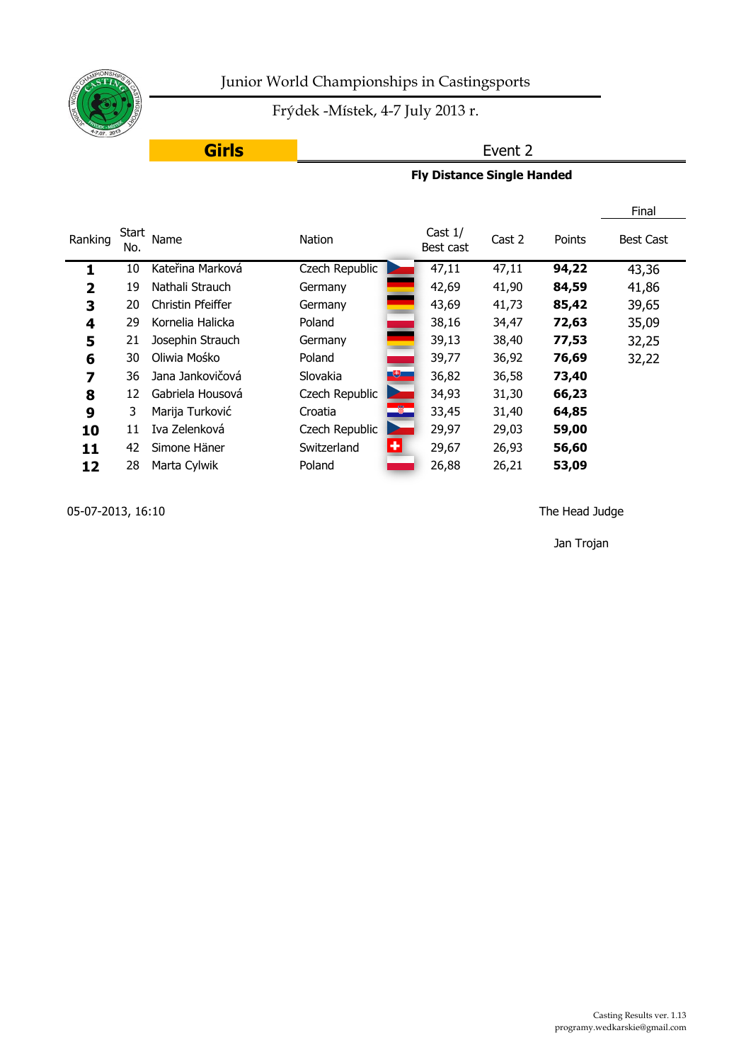# Junior World Championships in Castingsports

Frýdek -Místek, 4-7 July 2013 r.

**Girls** Event 2

**Fly Distance Single Handed**

| Ranking | Start No. | Name | Nation | Cast 1/ Best cast | Cast 2 | Points | Final Best Cast |
|---|---|---|---|---|---|---|---|
| **1** | 10 | Kateřina Marková | Czech Republic | 47,11 | 47,11 | **94,22** | 43,36 |
| **2** | 19 | Nathali Strauch | Germany | 42,69 | 41,90 | **84,59** | 41,86 |
| **3** | 20 | Christin Pfeiffer | Germany | 43,69 | 41,73 | **85,42** | 39,65 |
| **4** | 29 | Kornelia Halicka | Poland | 38,16 | 34,47 | **72,63** | 35,09 |
| **5** | 21 | Josephin Strauch | Germany | 39,13 | 38,40 | **77,53** | 32,25 |
| **6** | 30 | Oliwia Mośko | Poland | 39,77 | 36,92 | **76,69** | 32,22 |
| **7** | 36 | Jana Jankovičová | Slovakia | 36,82 | 36,58 | **73,40** | |
| **8** | 12 | Gabriela Housová | Czech Republic | 34,93 | 31,30 | **66,23** | |
| **9** | 3 | Marija Turković | Croatia | 33,45 | 31,40 | **64,85** | |
| **10** | 11 | Iva Zelenková | Czech Republic | 29,97 | 29,03 | **59,00** | |
| **11** | 42 | Simone Häner | Switzerland | 29,67 | 26,93 | **56,60** | |
| **12** | 28 | Marta Cylwik | Poland | 26,88 | 26,21 | **53,09** | |

05-07-2013, 16:10

The Head Judge

Jan Trojan

Casting Results ver. 1.13
programy.wedkarskie@gmail.com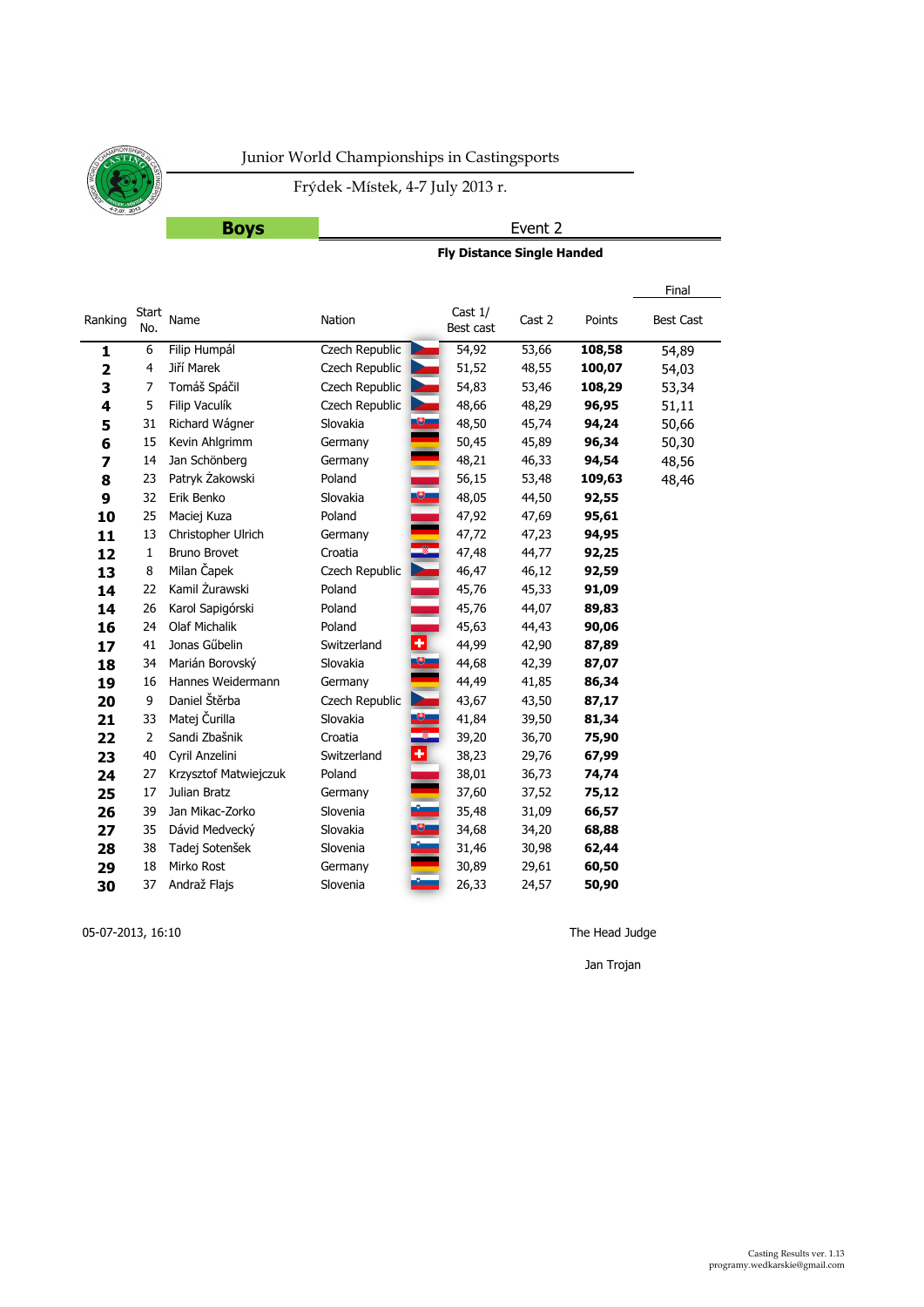# Junior World Championships in Castingsports

Frýdek -Místek, 4-7 July 2013 r.

## Boys

### Event 2

**Fly Distance Single Handed**

| Ranking | Start No. | Name | Nation | Cast 1/ Best cast | Cast 2 | Points | Final Best Cast |
|---|---|---|---|---|---|---|---|
| **1** | 6 | Filip Humpál | Czech Republic | 54,92 | 53,66 | **108,58** | 54,89 |
| **2** | 4 | Jiří Marek | Czech Republic | 51,52 | 48,55 | **100,07** | 54,03 |
| **3** | 7 | Tomáš Spáčil | Czech Republic | 54,83 | 53,46 | **108,29** | 53,34 |
| **4** | 5 | Filip Vaculík | Czech Republic | 48,66 | 48,29 | **96,95** | 51,11 |
| **5** | 31 | Richard Wágner | Slovakia | 48,50 | 45,74 | **94,24** | 50,66 |
| **6** | 15 | Kevin Ahlgrimm | Germany | 50,45 | 45,89 | **96,34** | 50,30 |
| **7** | 14 | Jan Schönberg | Germany | 48,21 | 46,33 | **94,54** | 48,56 |
| **8** | 23 | Patryk Żakowski | Poland | 56,15 | 53,48 | **109,63** | 48,46 |
| **9** | 32 | Erik Benko | Slovakia | 48,05 | 44,50 | **92,55** | |
| **10** | 25 | Maciej Kuza | Poland | 47,92 | 47,69 | **95,61** | |
| **11** | 13 | Christopher Ulrich | Germany | 47,72 | 47,23 | **94,95** | |
| **12** | 1 | Bruno Brovet | Croatia | 47,48 | 44,77 | **92,25** | |
| **13** | 8 | Milan Čapek | Czech Republic | 46,47 | 46,12 | **92,59** | |
| **14** | 22 | Kamil Żurawski | Poland | 45,76 | 45,33 | **91,09** | |
| **14** | 26 | Karol Sapigórski | Poland | 45,76 | 44,07 | **89,83** | |
| **16** | 24 | Olaf Michalik | Poland | 45,63 | 44,43 | **90,06** | |
| **17** | 41 | Jonas Gűbelin | Switzerland | 44,99 | 42,90 | **87,89** | |
| **18** | 34 | Marián Borovský | Slovakia | 44,68 | 42,39 | **87,07** | |
| **19** | 16 | Hannes Weidermann | Germany | 44,49 | 41,85 | **86,34** | |
| **20** | 9 | Daniel Štěrba | Czech Republic | 43,67 | 43,50 | **87,17** | |
| **21** | 33 | Matej Čurilla | Slovakia | 41,84 | 39,50 | **81,34** | |
| **22** | 2 | Sandi Zbašnik | Croatia | 39,20 | 36,70 | **75,90** | |
| **23** | 40 | Cyril Anzelini | Switzerland | 38,23 | 29,76 | **67,99** | |
| **24** | 27 | Krzysztof Matwiejczuk | Poland | 38,01 | 36,73 | **74,74** | |
| **25** | 17 | Julian Bratz | Germany | 37,60 | 37,52 | **75,12** | |
| **26** | 39 | Jan Mikac-Zorko | Slovenia | 35,48 | 31,09 | **66,57** | |
| **27** | 35 | Dávid Medvecký | Slovakia | 34,68 | 34,20 | **68,88** | |
| **28** | 38 | Tadej Sotenšek | Slovenia | 31,46 | 30,98 | **62,44** | |
| **29** | 18 | Mirko Rost | Germany | 30,89 | 29,61 | **60,50** | |
| **30** | 37 | Andraž Flajs | Slovenia | 26,33 | 24,57 | **50,90** | |

05-07-2013, 16:10

The Head Judge

Jan Trojan

Casting Results ver. 1.13
programy.wedkarskie@gmail.com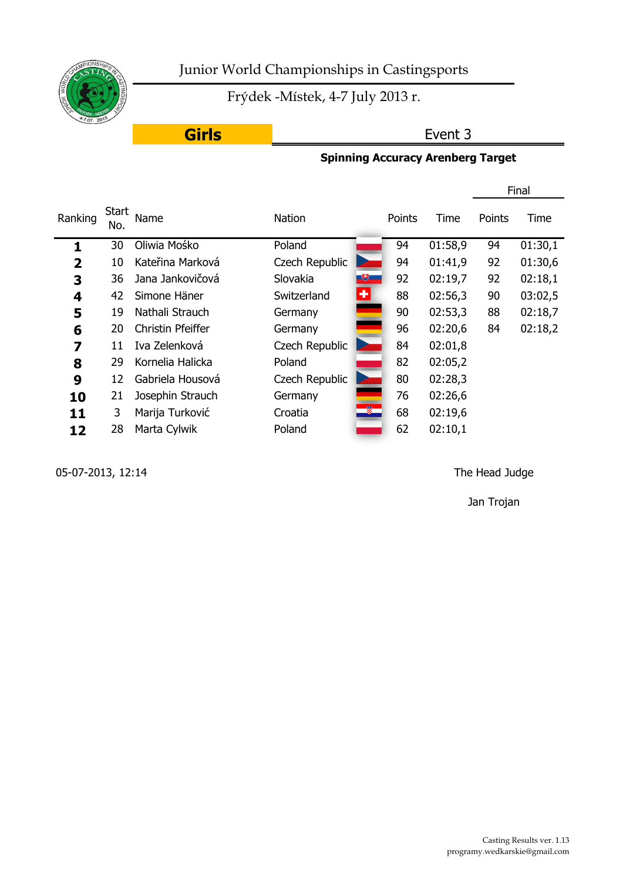# Junior World Championships in Castingsports

Frýdek -Místek, 4-7 July 2013 r.

**Girls** — Event 3

**Spinning Accuracy Arenberg Target**

| Ranking | Start No. | Name | Nation | Points | Time | Final Points | Final Time |
|---|---|---|---|---|---|---|---|
| **1** | 30 | Oliwia Mośko | Poland | 94 | 01:58,9 | 94 | 01:30,1 |
| **2** | 10 | Kateřina Marková | Czech Republic | 94 | 01:41,9 | 92 | 01:30,6 |
| **3** | 36 | Jana Jankovičová | Slovakia | 92 | 02:19,7 | 92 | 02:18,1 |
| **4** | 42 | Simone Häner | Switzerland | 88 | 02:56,3 | 90 | 03:02,5 |
| **5** | 19 | Nathali Strauch | Germany | 90 | 02:53,3 | 88 | 02:18,7 |
| **6** | 20 | Christin Pfeiffer | Germany | 96 | 02:20,6 | 84 | 02:18,2 |
| **7** | 11 | Iva Zelenková | Czech Republic | 84 | 02:01,8 | | |
| **8** | 29 | Kornelia Halicka | Poland | 82 | 02:05,2 | | |
| **9** | 12 | Gabriela Housová | Czech Republic | 80 | 02:28,3 | | |
| **10** | 21 | Josephin Strauch | Germany | 76 | 02:26,6 | | |
| **11** | 3 | Marija Turković | Croatia | 68 | 02:19,6 | | |
| **12** | 28 | Marta Cylwik | Poland | 62 | 02:10,1 | | |

05-07-2013, 12:14

The Head Judge

Jan Trojan

Casting Results ver. 1.13
programy.wedkarskie@gmail.com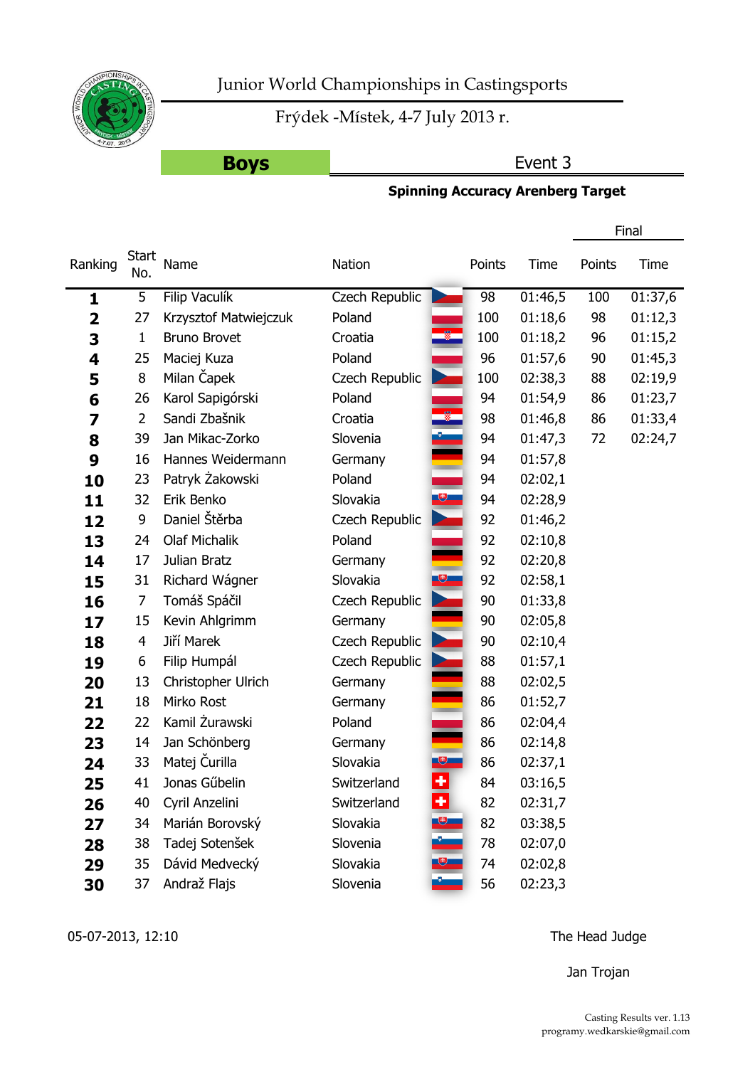# Junior World Championships in Castingsports

Frýdek -Místek, 4-7 July 2013 r.

## Boys

## Event 3

**Spinning Accuracy Arenberg Target**

| Ranking | Start No. | Name | Nation | Points | Time | Final Points | Final Time |
|---|---|---|---|---|---|---|---|
| **1** | 5 | Filip Vaculík | Czech Republic | 98 | 01:46,5 | 100 | 01:37,6 |
| **2** | 27 | Krzysztof Matwiejczuk | Poland | 100 | 01:18,6 | 98 | 01:12,3 |
| **3** | 1 | Bruno Brovet | Croatia | 100 | 01:18,2 | 96 | 01:15,2 |
| **4** | 25 | Maciej Kuza | Poland | 96 | 01:57,6 | 90 | 01:45,3 |
| **5** | 8 | Milan Čapek | Czech Republic | 100 | 02:38,3 | 88 | 02:19,9 |
| **6** | 26 | Karol Sapigórski | Poland | 94 | 01:54,9 | 86 | 01:23,7 |
| **7** | 2 | Sandi Zbašnik | Croatia | 98 | 01:46,8 | 86 | 01:33,4 |
| **8** | 39 | Jan Mikac-Zorko | Slovenia | 94 | 01:47,3 | 72 | 02:24,7 |
| **9** | 16 | Hannes Weidermann | Germany | 94 | 01:57,8 | | |
| **10** | 23 | Patryk Żakowski | Poland | 94 | 02:02,1 | | |
| **11** | 32 | Erik Benko | Slovakia | 94 | 02:28,9 | | |
| **12** | 9 | Daniel Štěrba | Czech Republic | 92 | 01:46,2 | | |
| **13** | 24 | Olaf Michalik | Poland | 92 | 02:10,8 | | |
| **14** | 17 | Julian Bratz | Germany | 92 | 02:20,8 | | |
| **15** | 31 | Richard Wágner | Slovakia | 92 | 02:58,1 | | |
| **16** | 7 | Tomáš Spáčil | Czech Republic | 90 | 01:33,8 | | |
| **17** | 15 | Kevin Ahlgrimm | Germany | 90 | 02:05,8 | | |
| **18** | 4 | Jiří Marek | Czech Republic | 90 | 02:10,4 | | |
| **19** | 6 | Filip Humpál | Czech Republic | 88 | 01:57,1 | | |
| **20** | 13 | Christopher Ulrich | Germany | 88 | 02:02,5 | | |
| **21** | 18 | Mirko Rost | Germany | 86 | 01:52,7 | | |
| **22** | 22 | Kamil Żurawski | Poland | 86 | 02:04,4 | | |
| **23** | 14 | Jan Schönberg | Germany | 86 | 02:14,8 | | |
| **24** | 33 | Matej Čurilla | Slovakia | 86 | 02:37,1 | | |
| **25** | 41 | Jonas Gűbelin | Switzerland | 84 | 03:16,5 | | |
| **26** | 40 | Cyril Anzelini | Switzerland | 82 | 02:31,7 | | |
| **27** | 34 | Marián Borovský | Slovakia | 82 | 03:38,5 | | |
| **28** | 38 | Tadej Sotenšek | Slovenia | 78 | 02:07,0 | | |
| **29** | 35 | Dávid Medvecký | Slovakia | 74 | 02:02,8 | | |
| **30** | 37 | Andraž Flajs | Slovenia | 56 | 02:23,3 | | |

05-07-2013, 12:10

The Head Judge

Jan Trojan

Casting Results ver. 1.13
programy.wedkarskie@gmail.com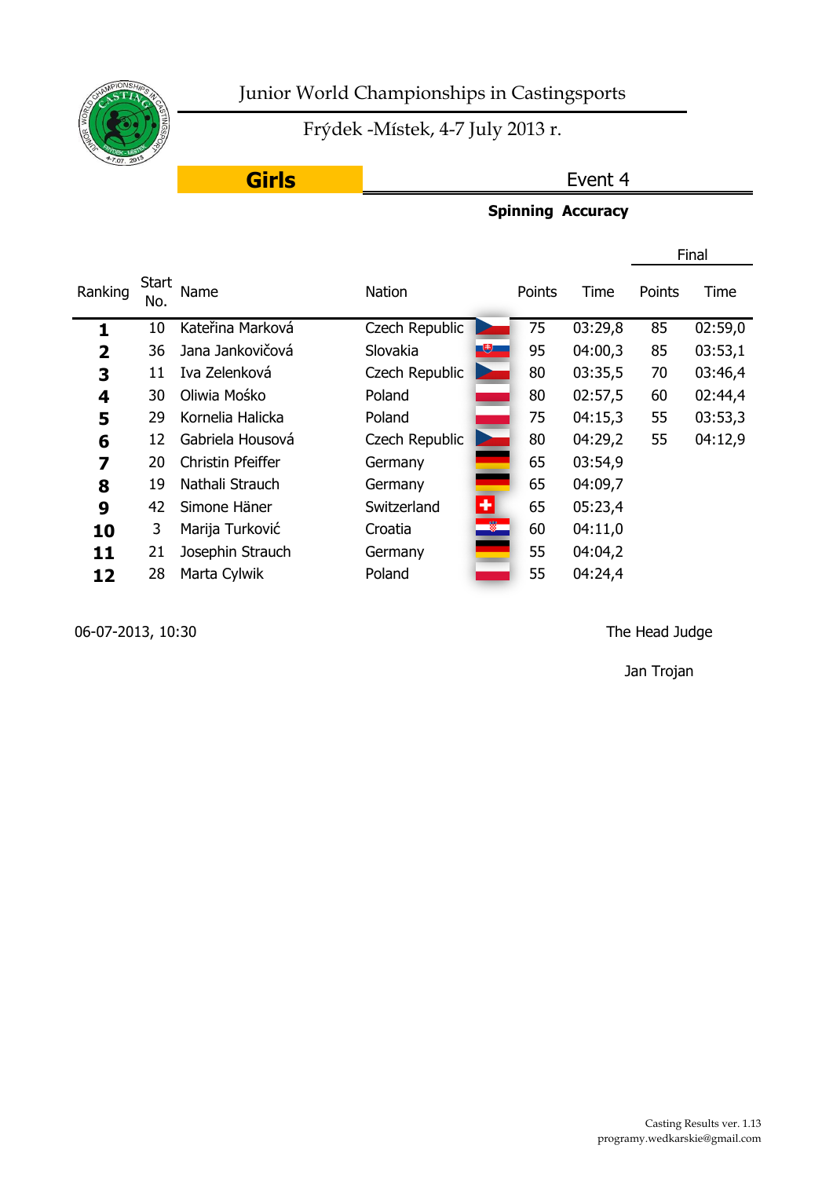Junior World Championships in Castingsports

Frýdek -Místek, 4-7 July 2013 r.

**Girls**

Event 4

**Spinning Accuracy**

| Ranking | Start No. | Name | Nation | Points | Time | Final Points | Final Time |
|---|---|---|---|---|---|---|---|
| **1** | 10 | Kateřina Marková | Czech Republic | 75 | 03:29,8 | 85 | 02:59,0 |
| **2** | 36 | Jana Jankovičová | Slovakia | 95 | 04:00,3 | 85 | 03:53,1 |
| **3** | 11 | Iva Zelenková | Czech Republic | 80 | 03:35,5 | 70 | 03:46,4 |
| **4** | 30 | Oliwia Mośko | Poland | 80 | 02:57,5 | 60 | 02:44,4 |
| **5** | 29 | Kornelia Halicka | Poland | 75 | 04:15,3 | 55 | 03:53,3 |
| **6** | 12 | Gabriela Housová | Czech Republic | 80 | 04:29,2 | 55 | 04:12,9 |
| **7** | 20 | Christin Pfeiffer | Germany | 65 | 03:54,9 | | |
| **8** | 19 | Nathali Strauch | Germany | 65 | 04:09,7 | | |
| **9** | 42 | Simone Häner | Switzerland | 65 | 05:23,4 | | |
| **10** | 3 | Marija Turković | Croatia | 60 | 04:11,0 | | |
| **11** | 21 | Josephin Strauch | Germany | 55 | 04:04,2 | | |
| **12** | 28 | Marta Cylwik | Poland | 55 | 04:24,4 | | |

06-07-2013, 10:30

The Head Judge

Jan Trojan

Casting Results ver. 1.13
programy.wedkarskie@gmail.com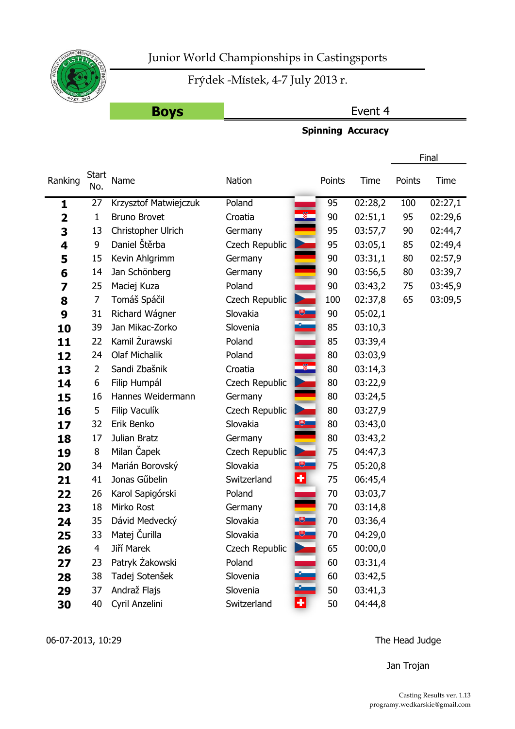# Junior World Championships in Castingsports

Frýdek -Místek, 4-7 July 2013 r.

## Boys

Event 4

**Spinning Accuracy**

| Ranking | Start No. | Name | Nation | Points | Time | Final Points | Final Time |
|---|---|---|---|---|---|---|---|
| **1** | 27 | Krzysztof Matwiejczuk | Poland | 95 | 02:28,2 | 100 | 02:27,1 |
| **2** | 1 | Bruno Brovet | Croatia | 90 | 02:51,1 | 95 | 02:29,6 |
| **3** | 13 | Christopher Ulrich | Germany | 95 | 03:57,7 | 90 | 02:44,7 |
| **4** | 9 | Daniel Štěrba | Czech Republic | 95 | 03:05,1 | 85 | 02:49,4 |
| **5** | 15 | Kevin Ahlgrimm | Germany | 90 | 03:31,1 | 80 | 02:57,9 |
| **6** | 14 | Jan Schönberg | Germany | 90 | 03:56,5 | 80 | 03:39,7 |
| **7** | 25 | Maciej Kuza | Poland | 90 | 03:43,2 | 75 | 03:45,9 |
| **8** | 7 | Tomáš Spáčil | Czech Republic | 100 | 02:37,8 | 65 | 03:09,5 |
| **9** | 31 | Richard Wágner | Slovakia | 90 | 05:02,1 | | |
| **10** | 39 | Jan Mikac-Zorko | Slovenia | 85 | 03:10,3 | | |
| **11** | 22 | Kamil Żurawski | Poland | 85 | 03:39,4 | | |
| **12** | 24 | Olaf Michalik | Poland | 80 | 03:03,9 | | |
| **13** | 2 | Sandi Zbašnik | Croatia | 80 | 03:14,3 | | |
| **14** | 6 | Filip Humpál | Czech Republic | 80 | 03:22,9 | | |
| **15** | 16 | Hannes Weidermann | Germany | 80 | 03:24,5 | | |
| **16** | 5 | Filip Vaculík | Czech Republic | 80 | 03:27,9 | | |
| **17** | 32 | Erik Benko | Slovakia | 80 | 03:43,0 | | |
| **18** | 17 | Julian Bratz | Germany | 80 | 03:43,2 | | |
| **19** | 8 | Milan Čapek | Czech Republic | 75 | 04:47,3 | | |
| **20** | 34 | Marián Borovský | Slovakia | 75 | 05:20,8 | | |
| **21** | 41 | Jonas Gűbelin | Switzerland | 75 | 06:45,4 | | |
| **22** | 26 | Karol Sapigórski | Poland | 70 | 03:03,7 | | |
| **23** | 18 | Mirko Rost | Germany | 70 | 03:14,8 | | |
| **24** | 35 | Dávid Medvecký | Slovakia | 70 | 03:36,4 | | |
| **25** | 33 | Matej Čurilla | Slovakia | 70 | 04:29,0 | | |
| **26** | 4 | Jiří Marek | Czech Republic | 65 | 00:00,0 | | |
| **27** | 23 | Patryk Żakowski | Poland | 60 | 03:31,4 | | |
| **28** | 38 | Tadej Sotenšek | Slovenia | 60 | 03:42,5 | | |
| **29** | 37 | Andraž Flajs | Slovenia | 50 | 03:41,3 | | |
| **30** | 40 | Cyril Anzelini | Switzerland | 50 | 04:44,8 | | |

06-07-2013, 10:29

The Head Judge

Jan Trojan

Casting Results ver. 1.13
programy.wedkarskie@gmail.com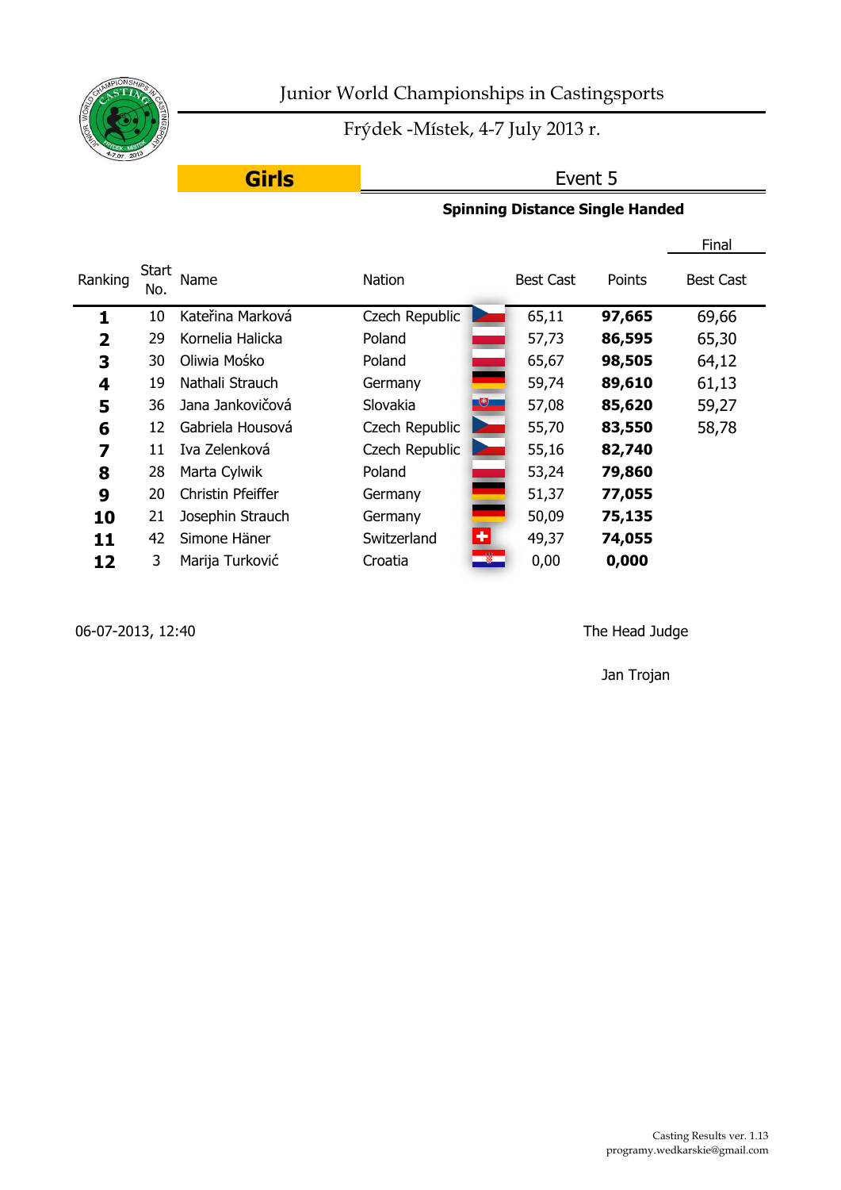# Junior World Championships in Castingsports

Frýdek -Místek, 4-7 July 2013 r.

**Girls** | Event 5

**Spinning Distance Single Handed**

| Ranking | Start No. | Name | Nation | Best Cast | Points | Final Best Cast |
|---|---|---|---|---|---|---|
| **1** | 10 | Kateřina Marková | Czech Republic | 65,11 | **97,665** | 69,66 |
| **2** | 29 | Kornelia Halicka | Poland | 57,73 | **86,595** | 65,30 |
| **3** | 30 | Oliwia Mośko | Poland | 65,67 | **98,505** | 64,12 |
| **4** | 19 | Nathali Strauch | Germany | 59,74 | **89,610** | 61,13 |
| **5** | 36 | Jana Jankovičová | Slovakia | 57,08 | **85,620** | 59,27 |
| **6** | 12 | Gabriela Housová | Czech Republic | 55,70 | **83,550** | 58,78 |
| **7** | 11 | Iva Zelenková | Czech Republic | 55,16 | **82,740** | |
| **8** | 28 | Marta Cylwik | Poland | 53,24 | **79,860** | |
| **9** | 20 | Christin Pfeiffer | Germany | 51,37 | **77,055** | |
| **10** | 21 | Josephin Strauch | Germany | 50,09 | **75,135** | |
| **11** | 42 | Simone Häner | Switzerland | 49,37 | **74,055** | |
| **12** | 3 | Marija Turković | Croatia | 0,00 | **0,000** | |

06-07-2013, 12:40

The Head Judge

Jan Trojan

Casting Results ver. 1.13
programy.wedkarskie@gmail.com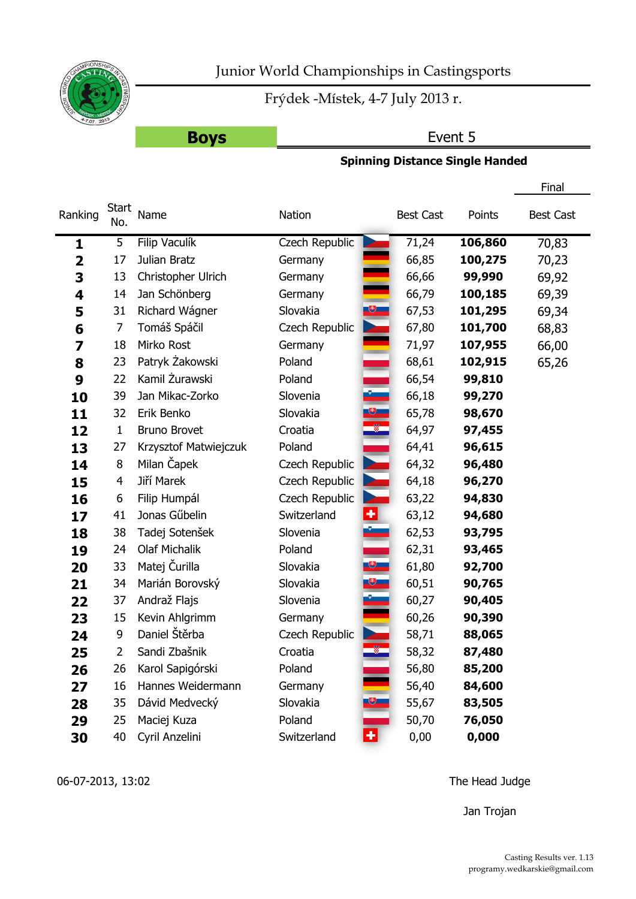# Junior World Championships in Castingsports

Frýdek -Místek, 4-7 July 2013 r.

## Boys

### Event 5

**Spinning Distance Single Handed**

| Ranking | Start No. | Name | Nation | Best Cast | Points | Final Best Cast |
|---|---|---|---|---|---|---|
| **1** | 5 | Filip Vaculík | Czech Republic | 71,24 | **106,860** | 70,83 |
| **2** | 17 | Julian Bratz | Germany | 66,85 | **100,275** | 70,23 |
| **3** | 13 | Christopher Ulrich | Germany | 66,66 | **99,990** | 69,92 |
| **4** | 14 | Jan Schönberg | Germany | 66,79 | **100,185** | 69,39 |
| **5** | 31 | Richard Wágner | Slovakia | 67,53 | **101,295** | 69,34 |
| **6** | 7 | Tomáš Spáčil | Czech Republic | 67,80 | **101,700** | 68,83 |
| **7** | 18 | Mirko Rost | Germany | 71,97 | **107,955** | 66,00 |
| **8** | 23 | Patryk Żakowski | Poland | 68,61 | **102,915** | 65,26 |
| **9** | 22 | Kamil Żurawski | Poland | 66,54 | **99,810** | |
| **10** | 39 | Jan Mikac-Zorko | Slovenia | 66,18 | **99,270** | |
| **11** | 32 | Erik Benko | Slovakia | 65,78 | **98,670** | |
| **12** | 1 | Bruno Brovet | Croatia | 64,97 | **97,455** | |
| **13** | 27 | Krzysztof Matwiejczuk | Poland | 64,41 | **96,615** | |
| **14** | 8 | Milan Čapek | Czech Republic | 64,32 | **96,480** | |
| **15** | 4 | Jiří Marek | Czech Republic | 64,18 | **96,270** | |
| **16** | 6 | Filip Humpál | Czech Republic | 63,22 | **94,830** | |
| **17** | 41 | Jonas Gűbelin | Switzerland | 63,12 | **94,680** | |
| **18** | 38 | Tadej Sotenšek | Slovenia | 62,53 | **93,795** | |
| **19** | 24 | Olaf Michalik | Poland | 62,31 | **93,465** | |
| **20** | 33 | Matej Čurilla | Slovakia | 61,80 | **92,700** | |
| **21** | 34 | Marián Borovský | Slovakia | 60,51 | **90,765** | |
| **22** | 37 | Andraž Flajs | Slovenia | 60,27 | **90,405** | |
| **23** | 15 | Kevin Ahlgrimm | Germany | 60,26 | **90,390** | |
| **24** | 9 | Daniel Štěrba | Czech Republic | 58,71 | **88,065** | |
| **25** | 2 | Sandi Zbašnik | Croatia | 58,32 | **87,480** | |
| **26** | 26 | Karol Sapigórski | Poland | 56,80 | **85,200** | |
| **27** | 16 | Hannes Weidermann | Germany | 56,40 | **84,600** | |
| **28** | 35 | Dávid Medvecký | Slovakia | 55,67 | **83,505** | |
| **29** | 25 | Maciej Kuza | Poland | 50,70 | **76,050** | |
| **30** | 40 | Cyril Anzelini | Switzerland | 0,00 | **0,000** | |

06-07-2013, 13:02

The Head Judge

Jan Trojan

Casting Results ver. 1.13
programy.wedkarskie@gmail.com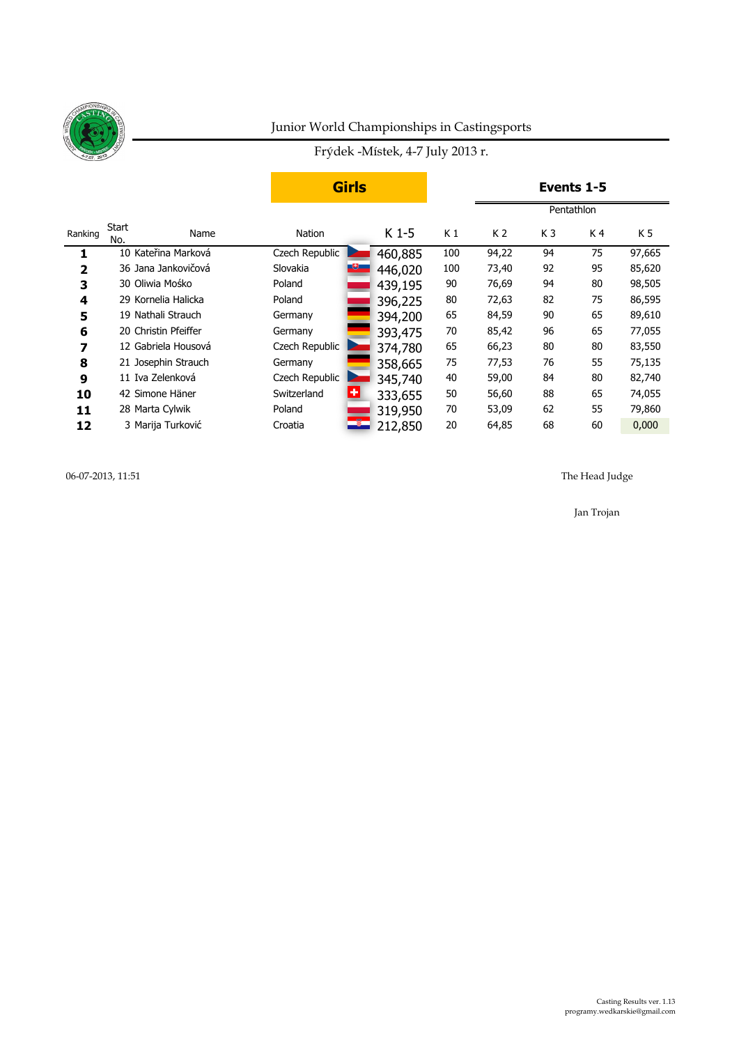Junior World Championships in Castingsports

Frýdek -Místek, 4-7 July 2013 r.

**Girls**

**Events 1-5**

| Ranking | Start No. | Name | Nation | K 1-5 | K 1 | K 2 | K 3 | K 4 | K 5 |
|---|---|---|---|---|---|---|---|---|---|
| | | | | | Pentathlon | | | | |
| **1** | 10 | Kateřina Marková | Czech Republic | 460,885 | 100 | 94,22 | 94 | 75 | 97,665 |
| **2** | 36 | Jana Jankovičová | Slovakia | 446,020 | 100 | 73,40 | 92 | 95 | 85,620 |
| **3** | 30 | Oliwia Mośko | Poland | 439,195 | 90 | 76,69 | 94 | 80 | 98,505 |
| **4** | 29 | Kornelia Halicka | Poland | 396,225 | 80 | 72,63 | 82 | 75 | 86,595 |
| **5** | 19 | Nathali Strauch | Germany | 394,200 | 65 | 84,59 | 90 | 65 | 89,610 |
| **6** | 20 | Christin Pfeiffer | Germany | 393,475 | 70 | 85,42 | 96 | 65 | 77,055 |
| **7** | 12 | Gabriela Housová | Czech Republic | 374,780 | 65 | 66,23 | 80 | 80 | 83,550 |
| **8** | 21 | Josephin Strauch | Germany | 358,665 | 75 | 77,53 | 76 | 55 | 75,135 |
| **9** | 11 | Iva Zelenková | Czech Republic | 345,740 | 40 | 59,00 | 84 | 80 | 82,740 |
| **10** | 42 | Simone Häner | Switzerland | 333,655 | 50 | 56,60 | 88 | 65 | 74,055 |
| **11** | 28 | Marta Cylwik | Poland | 319,950 | 70 | 53,09 | 62 | 55 | 79,860 |
| **12** | 3 | Marija Turković | Croatia | 212,850 | 20 | 64,85 | 68 | 60 | 0,000 |

06-07-2013, 11:51

The Head Judge

Jan Trojan

Casting Results ver. 1.13
programy.wedkarskie@gmail.com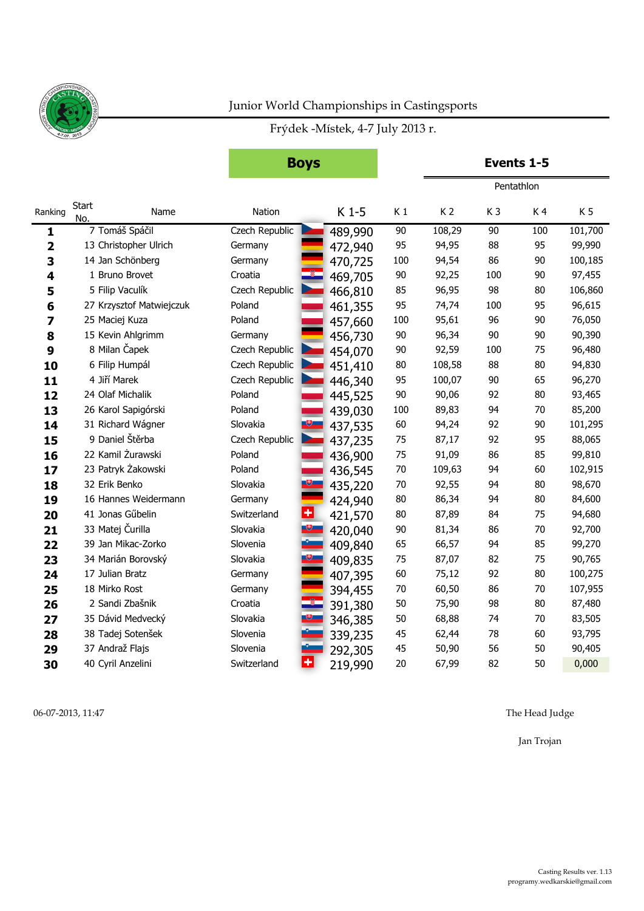# Junior World Championships in Castingsports

Frýdek -Místek, 4-7 July 2013 r.

## Boys

### Events 1-5

Pentathlon

| Ranking | Start No. | Name | Nation | K 1-5 | K 1 | K 2 | K 3 | K 4 | K 5 |
|---|---|---|---|---|---|---|---|---|---|
| 1 | 7 | Tomáš Spáčil | Czech Republic | 489,990 | 90 | 108,29 | 90 | 100 | 101,700 |
| 2 | 13 | Christopher Ulrich | Germany | 472,940 | 95 | 94,95 | 88 | 95 | 99,990 |
| 3 | 14 | Jan Schönberg | Germany | 470,725 | 100 | 94,54 | 86 | 90 | 100,185 |
| 4 | 1 | Bruno Brovet | Croatia | 469,705 | 90 | 92,25 | 100 | 90 | 97,455 |
| 5 | 5 | Filip Vaculík | Czech Republic | 466,810 | 85 | 96,95 | 98 | 80 | 106,860 |
| 6 | 27 | Krzysztof Matwiejczuk | Poland | 461,355 | 95 | 74,74 | 100 | 95 | 96,615 |
| 7 | 25 | Maciej Kuza | Poland | 457,660 | 100 | 95,61 | 96 | 90 | 76,050 |
| 8 | 15 | Kevin Ahlgrimm | Germany | 456,730 | 90 | 96,34 | 90 | 90 | 90,390 |
| 9 | 8 | Milan Čapek | Czech Republic | 454,070 | 90 | 92,59 | 100 | 75 | 96,480 |
| 10 | 6 | Filip Humpál | Czech Republic | 451,410 | 80 | 108,58 | 88 | 80 | 94,830 |
| 11 | 4 | Jiří Marek | Czech Republic | 446,340 | 95 | 100,07 | 90 | 65 | 96,270 |
| 12 | 24 | Olaf Michalik | Poland | 445,525 | 90 | 90,06 | 92 | 80 | 93,465 |
| 13 | 26 | Karol Sapigórski | Poland | 439,030 | 100 | 89,83 | 94 | 70 | 85,200 |
| 14 | 31 | Richard Wágner | Slovakia | 437,535 | 60 | 94,24 | 92 | 90 | 101,295 |
| 15 | 9 | Daniel Štěrba | Czech Republic | 437,235 | 75 | 87,17 | 92 | 95 | 88,065 |
| 16 | 22 | Kamil Żurawski | Poland | 436,900 | 75 | 91,09 | 86 | 85 | 99,810 |
| 17 | 23 | Patryk Żakowski | Poland | 436,545 | 70 | 109,63 | 94 | 60 | 102,915 |
| 18 | 32 | Erik Benko | Slovakia | 435,220 | 70 | 92,55 | 94 | 80 | 98,670 |
| 19 | 16 | Hannes Weidermann | Germany | 424,940 | 80 | 86,34 | 94 | 80 | 84,600 |
| 20 | 41 | Jonas Gűbelin | Switzerland | 421,570 | 80 | 87,89 | 84 | 75 | 94,680 |
| 21 | 33 | Matej Čurilla | Slovakia | 420,040 | 90 | 81,34 | 86 | 70 | 92,700 |
| 22 | 39 | Jan Mikac-Zorko | Slovenia | 409,840 | 65 | 66,57 | 94 | 85 | 99,270 |
| 23 | 34 | Marián Borovský | Slovakia | 409,835 | 75 | 87,07 | 82 | 75 | 90,765 |
| 24 | 17 | Julian Bratz | Germany | 407,395 | 60 | 75,12 | 92 | 80 | 100,275 |
| 25 | 18 | Mirko Rost | Germany | 394,455 | 70 | 60,50 | 86 | 70 | 107,955 |
| 26 | 2 | Sandi Zbašnik | Croatia | 391,380 | 50 | 75,90 | 98 | 80 | 87,480 |
| 27 | 35 | Dávid Medvecký | Slovakia | 346,385 | 50 | 68,88 | 74 | 70 | 83,505 |
| 28 | 38 | Tadej Sotenšek | Slovenia | 339,235 | 45 | 62,44 | 78 | 60 | 93,795 |
| 29 | 37 | Andraž Flajs | Slovenia | 292,305 | 45 | 50,90 | 56 | 50 | 90,405 |
| 30 | 40 | Cyril Anzelini | Switzerland | 219,990 | 20 | 67,99 | 82 | 50 | 0,000 |

06-07-2013, 11:47

The Head Judge

Jan Trojan

Casting Results ver. 1.13
programy.wedkarskie@gmail.com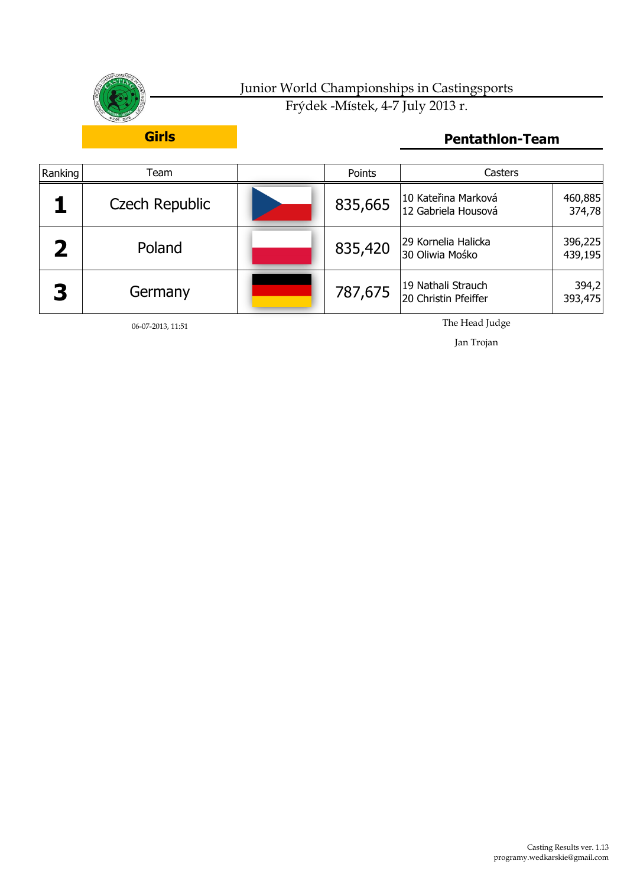Junior World Championships in Castingsports

Frýdek -Místek, 4-7 July 2013 r.

**Girls**

## Pentathlon-Team

| Ranking | Team | | Points | Casters | |
|---|---|---|---|---|---|
| **1** | Czech Republic | | 835,665 | 10 Kateřina Marková<br>12 Gabriela Housová | 460,885<br>374,78 |
| **2** | Poland | | 835,420 | 29 Kornelia Halicka<br>30 Oliwia Mośko | 396,225<br>439,195 |
| **3** | Germany | | 787,675 | 19 Nathali Strauch<br>20 Christin Pfeiffer | 394,2<br>393,475 |

06-07-2013, 11:51

The Head Judge

Jan Trojan

Casting Results ver. 1.13
programy.wedkarskie@gmail.com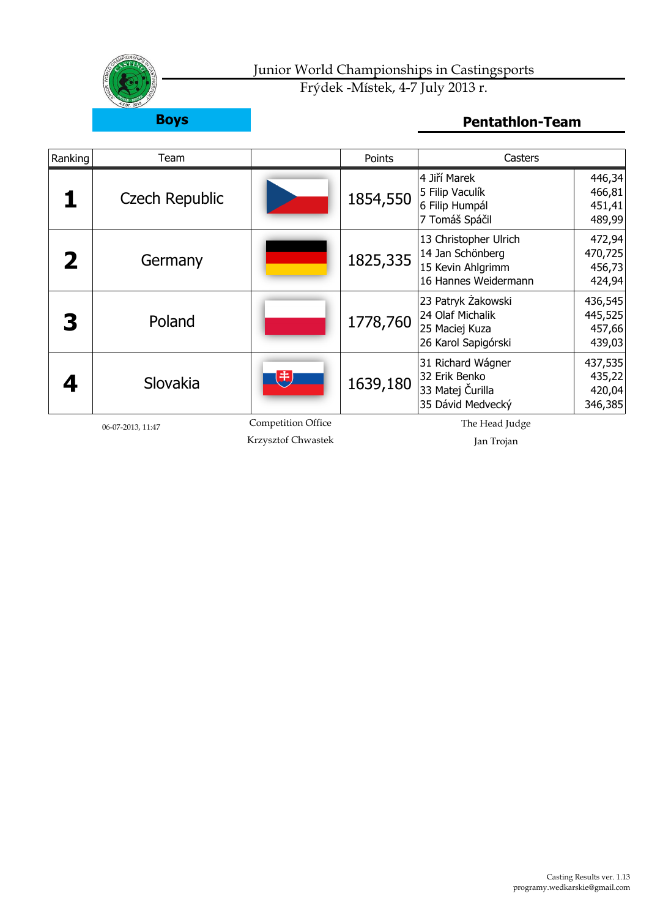Junior World Championships in Castingsports

Frýdek -Místek, 4-7 July 2013 r.

**Boys**

## Pentathlon-Team

| Ranking | Team | | Points | Casters | |
|---|---|---|---|---|---|
| **1** | Czech Republic | | 1854,550 | 4 Jiří Marek<br>5 Filip Vaculík<br>6 Filip Humpál<br>7 Tomáš Spáčil | 446,34<br>466,81<br>451,41<br>489,99 |
| **2** | Germany | | 1825,335 | 13 Christopher Ulrich<br>14 Jan Schönberg<br>15 Kevin Ahlgrimm<br>16 Hannes Weidermann | 472,94<br>470,725<br>456,73<br>424,94 |
| **3** | Poland | | 1778,760 | 23 Patryk Żakowski<br>24 Olaf Michalik<br>25 Maciej Kuza<br>26 Karol Sapigórski | 436,545<br>445,525<br>457,66<br>439,03 |
| **4** | Slovakia | | 1639,180 | 31 Richard Wágner<br>32 Erik Benko<br>33 Matej Čurilla<br>35 Dávid Medvecký | 437,535<br>435,22<br>420,04<br>346,385 |

06-07-2013, 11:47

Competition Office

Krzysztof Chwastek

The Head Judge

Jan Trojan

Casting Results ver. 1.13
programy.wedkarskie@gmail.com